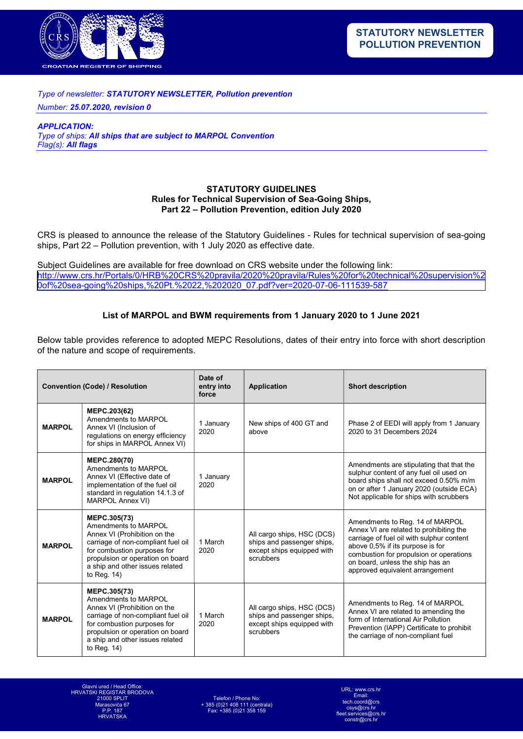*Type of newsletter:* ***STATUTORY NEWSLETTER, Pollution prevention***

*Number:* ***25.07.2020, revision 0***

***APPLICATION:***

*Type of ships:* ***All ships that are subject to MARPOL Convention***

*Flag(s):* ***All flags***

## STATUTORY GUIDELINES
## Rules for Technical Supervision of Sea-Going Ships, Part 22 – Pollution Prevention, edition July 2020

CRS is pleased to announce the release of the Statutory Guidelines - Rules for technical supervision of sea-going ships, Part 22 – Pollution prevention, with 1 July 2020 as effective date.

Subject Guidelines are available for free download on CRS website under the following link:
http://www.crs.hr/Portals/0/HRB%20CRS%20pravila/2020%20pravila/Rules%20for%20technical%20supervision%20of%20sea-going%20ships,%20Pt.%2022,%202020_07.pdf?ver=2020-07-06-111539-587

### List of MARPOL and BWM requirements from 1 January 2020 to 1 June 2021

Below table provides reference to adopted MEPC Resolutions, dates of their entry into force with short description of the nature and scope of requirements.

| Convention (Code) / Resolution | | Date of entry into force | Application | Short description |
|---|---|---|---|---|
| **MARPOL** | **MEPC.203(62)** Amendments to MARPOL Annex VI (Inclusion of regulations on energy efficiency for ships in MARPOL Annex VI) | 1 January 2020 | New ships of 400 GT and above | Phase 2 of EEDI will apply from 1 January 2020 to 31 Decembers 2024 |
| **MARPOL** | **MEPC.280(70)** Amendments to MARPOL Annex VI (Effective date of implementation of the fuel oil standard in regulation 14.1.3 of MARPOL Annex VI) | 1 January 2020 | | Amendments are stipulating that that the sulphur content of any fuel oil used on board ships shall not exceed 0.50% m/m on or after 1 January 2020 (outside ECA) Not applicable for ships with scrubbers |
| **MARPOL** | **MEPC.305(73)** Amendments to MARPOL Annex VI (Prohibition on the carriage of non-compliant fuel oil for combustion purposes for propulsion or operation on board a ship and other issues related to Reg. 14) | 1 March 2020 | All cargo ships, HSC (DCS) ships and passenger ships, except ships equipped with scrubbers | Amendments to Reg. 14 of MARPOL Annex VI are related to prohibiting the carriage of fuel oil with sulphur content above 0,5% if its purpose is for combustion for propulsion or operations on board, unless the ship has an approved equivalent arrangement |
| **MARPOL** | **MEPC.305(73)** Amendments to MARPOL Annex VI (Prohibition on the carriage of non-compliant fuel oil for combustion purposes for propulsion or operation on board a ship and other issues related to Reg. 14) | 1 March 2020 | All cargo ships, HSC (DCS) ships and passenger ships, except ships equipped with scrubbers | Amendments to Reg. 14 of MARPOL Annex VI are related to amending the form of International Air Pollution Prevention (IAPP) Certificate to prohibit the carriage of non-compliant fuel |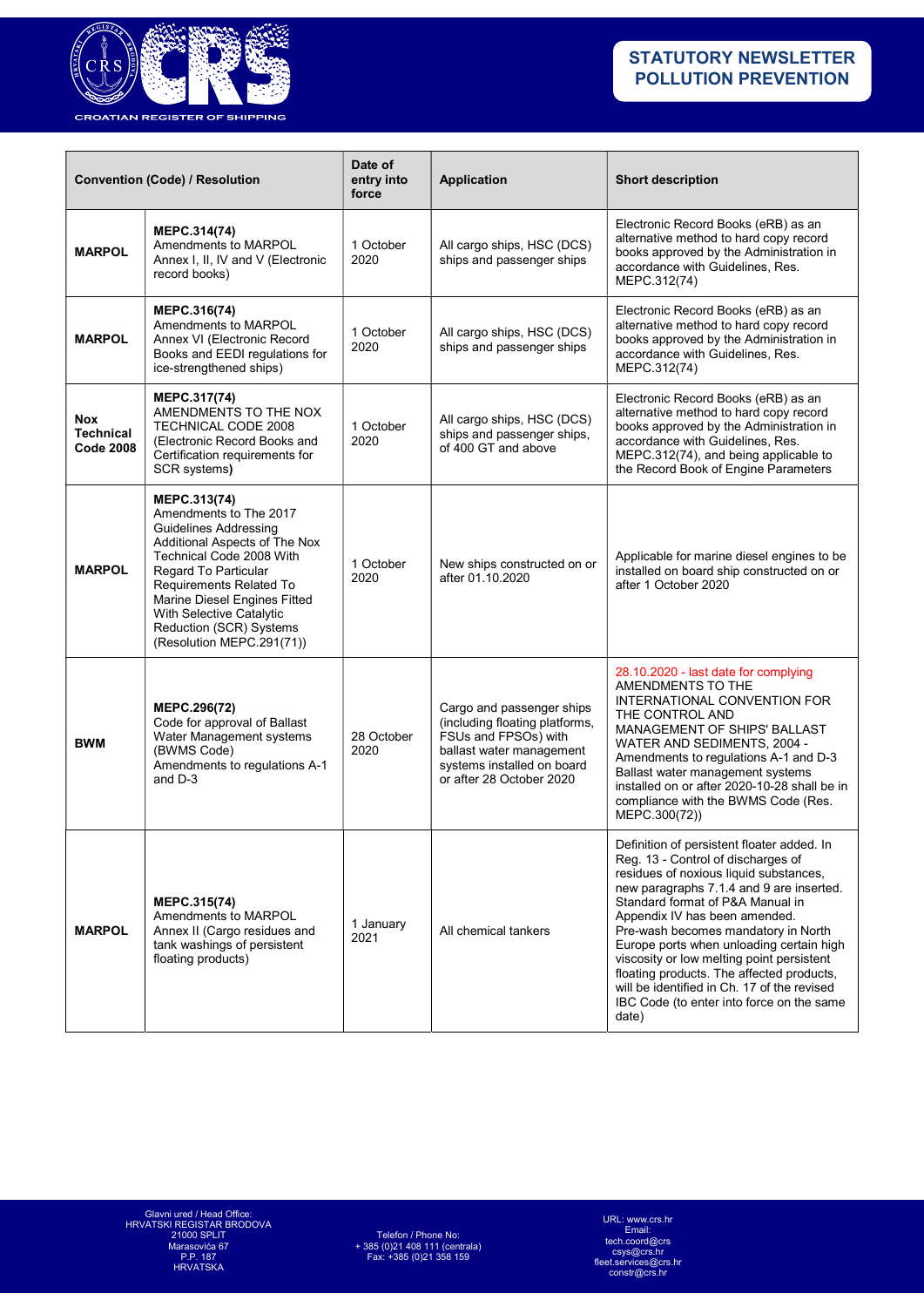| Convention (Code) / Resolution | | Date of entry into force | Application | Short description |
|---|---|---|---|---|
| **MARPOL** | **MEPC.314(74)** Amendments to MARPOL Annex I, II, IV and V (Electronic record books) | 1 October 2020 | All cargo ships, HSC (DCS) ships and passenger ships | Electronic Record Books (eRB) as an alternative method to hard copy record books approved by the Administration in accordance with Guidelines, Res. MEPC.312(74) |
| **MARPOL** | **MEPC.316(74)** Amendments to MARPOL Annex VI (Electronic Record Books and EEDI regulations for ice-strengthened ships) | 1 October 2020 | All cargo ships, HSC (DCS) ships and passenger ships | Electronic Record Books (eRB) as an alternative method to hard copy record books approved by the Administration in accordance with Guidelines, Res. MEPC.312(74) |
| **Nox Technical Code 2008** | **MEPC.317(74)** AMENDMENTS TO THE NOX TECHNICAL CODE 2008 (Electronic Record Books and Certification requirements for SCR systems**)** | 1 October 2020 | All cargo ships, HSC (DCS) ships and passenger ships, of 400 GT and above | Electronic Record Books (eRB) as an alternative method to hard copy record books approved by the Administration in accordance with Guidelines, Res. MEPC.312(74), and being applicable to the Record Book of Engine Parameters |
| **MARPOL** | **MEPC.313(74)** Amendments to The 2017 Guidelines Addressing Additional Aspects of The Nox Technical Code 2008 With Regard To Particular Requirements Related To Marine Diesel Engines Fitted With Selective Catalytic Reduction (SCR) Systems (Resolution MEPC.291(71)) | 1 October 2020 | New ships constructed on or after 01.10.2020 | Applicable for marine diesel engines to be installed on board ship constructed on or after 1 October 2020 |
| **BWM** | **MEPC.296(72)** Code for approval of Ballast Water Management systems (BWMS Code) Amendments to regulations A-1 and D-3 | 28 October 2020 | Cargo and passenger ships (including floating platforms, FSUs and FPSOs) with ballast water management systems installed on board or after 28 October 2020 | 28.10.2020 - last date for complying AMENDMENTS TO THE INTERNATIONAL CONVENTION FOR THE CONTROL AND MANAGEMENT OF SHIPS' BALLAST WATER AND SEDIMENTS, 2004 - Amendments to regulations A-1 and D-3 Ballast water management systems installed on or after 2020-10-28 shall be in compliance with the BWMS Code (Res. MEPC.300(72)) |
| **MARPOL** | **MEPC.315(74)** Amendments to MARPOL Annex II (Cargo residues and tank washings of persistent floating products) | 1 January 2021 | All chemical tankers | Definition of persistent floater added. In Reg. 13 - Control of discharges of residues of noxious liquid substances, new paragraphs 7.1.4 and 9 are inserted. Standard format of P&A Manual in Appendix IV has been amended. Pre-wash becomes mandatory in North Europe ports when unloading certain high viscosity or low melting point persistent floating products. The affected products, will be identified in Ch. 17 of the revised IBC Code (to enter into force on the same date) |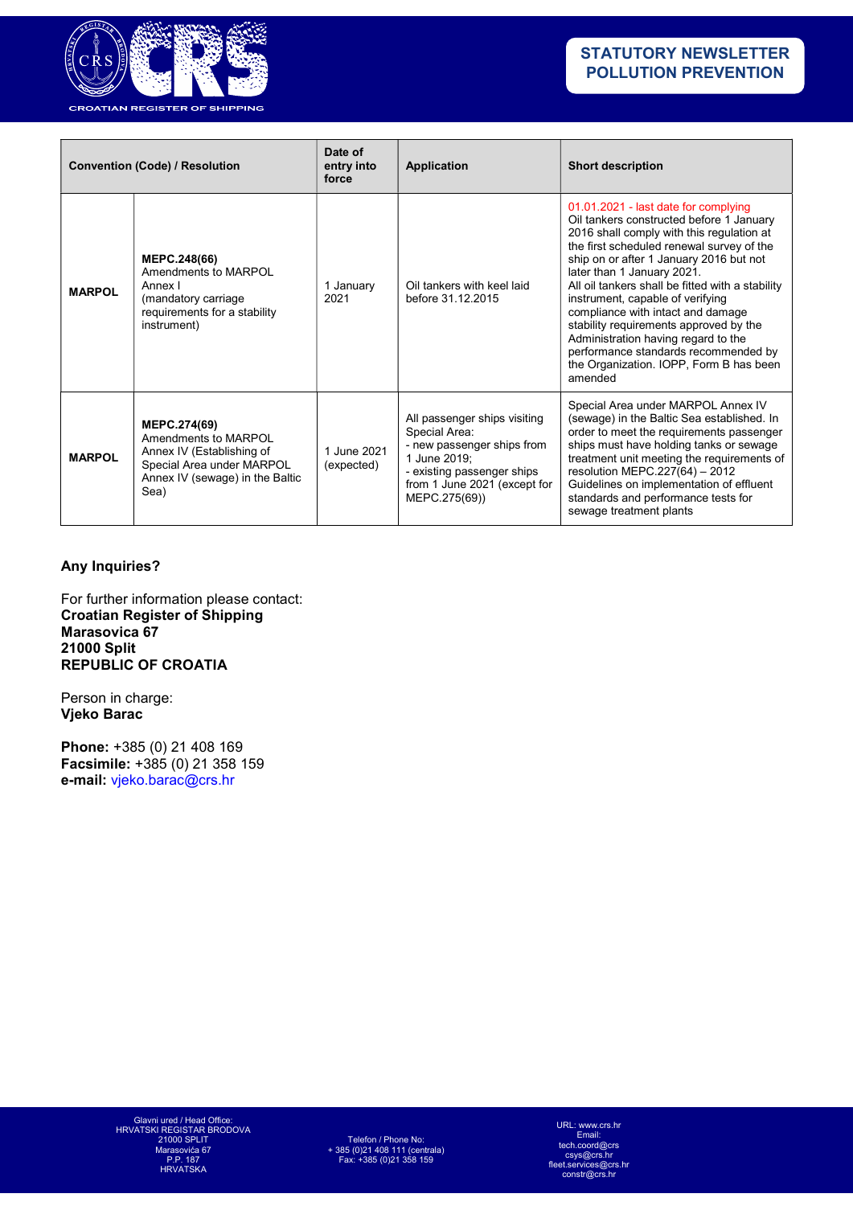| Convention (Code) / Resolution | | Date of entry into force | Application | Short description |
|---|---|---|---|---|
| **MARPOL** | **MEPC.248(66)** Amendments to MARPOL Annex I (mandatory carriage requirements for a stability instrument) | 1 January 2021 | Oil tankers with keel laid before 31.12.2015 | 01.01.2021 - last date for complying Oil tankers constructed before 1 January 2016 shall comply with this regulation at the first scheduled renewal survey of the ship on or after 1 January 2016 but not later than 1 January 2021. All oil tankers shall be fitted with a stability instrument, capable of verifying compliance with intact and damage stability requirements approved by the Administration having regard to the performance standards recommended by the Organization. IOPP, Form B has been amended |
| **MARPOL** | **MEPC.274(69)** Amendments to MARPOL Annex IV (Establishing of Special Area under MARPOL Annex IV (sewage) in the Baltic Sea) | 1 June 2021 (expected) | All passenger ships visiting Special Area: - new passenger ships from 1 June 2019; - existing passenger ships from 1 June 2021 (except for MEPC.275(69)) | Special Area under MARPOL Annex IV (sewage) in the Baltic Sea established. In order to meet the requirements passenger ships must have holding tanks or sewage treatment unit meeting the requirements of resolution MEPC.227(64) – 2012 Guidelines on implementation of effluent standards and performance tests for sewage treatment plants |

**Any Inquiries?**

For further information please contact:
**Croatian Register of Shipping**
**Marasovica 67**
**21000 Split**
**REPUBLIC OF CROATIA**

Person in charge:
**Vjeko Barac**

**Phone:** +385 (0) 21 408 169
**Facsimile:** +385 (0) 21 358 159
**e-mail:** vjeko.barac@crs.hr